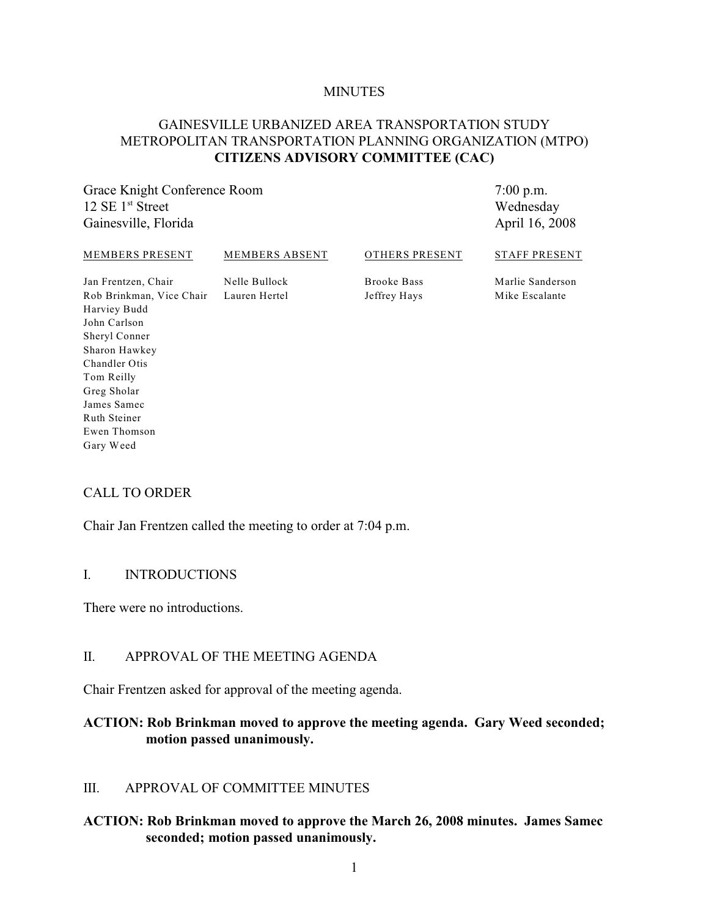MINUTES

GAINESVILLE URBANIZED AREA TRANSPORTATION STUDY
METROPOLITAN TRANSPORTATION PLANNING ORGANIZATION (MTPO)
**CITIZENS ADVISORY COMMITTEE (CAC)**

| | |
|---|---|
| Grace Knight Conference Room | 7:00 p.m. |
| 12 SE 1st Street | Wednesday |
| Gainesville, Florida | April 16, 2008 |

| MEMBERS PRESENT | MEMBERS ABSENT | OTHERS PRESENT | STAFF PRESENT |
|---|---|---|---|
| Jan Frentzen, Chair | Nelle Bullock | Brooke Bass | Marlie Sanderson |
| Rob Brinkman, Vice Chair | Lauren Hertel | Jeffrey Hays | Mike Escalante |
| Harviey Budd | | | |
| John Carlson | | | |
| Sheryl Conner | | | |
| Sharon Hawkey | | | |
| Chandler Otis | | | |
| Tom Reilly | | | |
| Greg Sholar | | | |
| James Samec | | | |
| Ruth Steiner | | | |
| Ewen Thomson | | | |
| Gary Weed | | | |

## CALL TO ORDER

Chair Jan Frentzen called the meeting to order at 7:04 p.m.

## I. INTRODUCTIONS

There were no introductions.

## II. APPROVAL OF THE MEETING AGENDA

Chair Frentzen asked for approval of the meeting agenda.

**ACTION: Rob Brinkman moved to approve the meeting agenda. Gary Weed seconded; motion passed unanimously.**

## III. APPROVAL OF COMMITTEE MINUTES

**ACTION: Rob Brinkman moved to approve the March 26, 2008 minutes. James Samec seconded; motion passed unanimously.**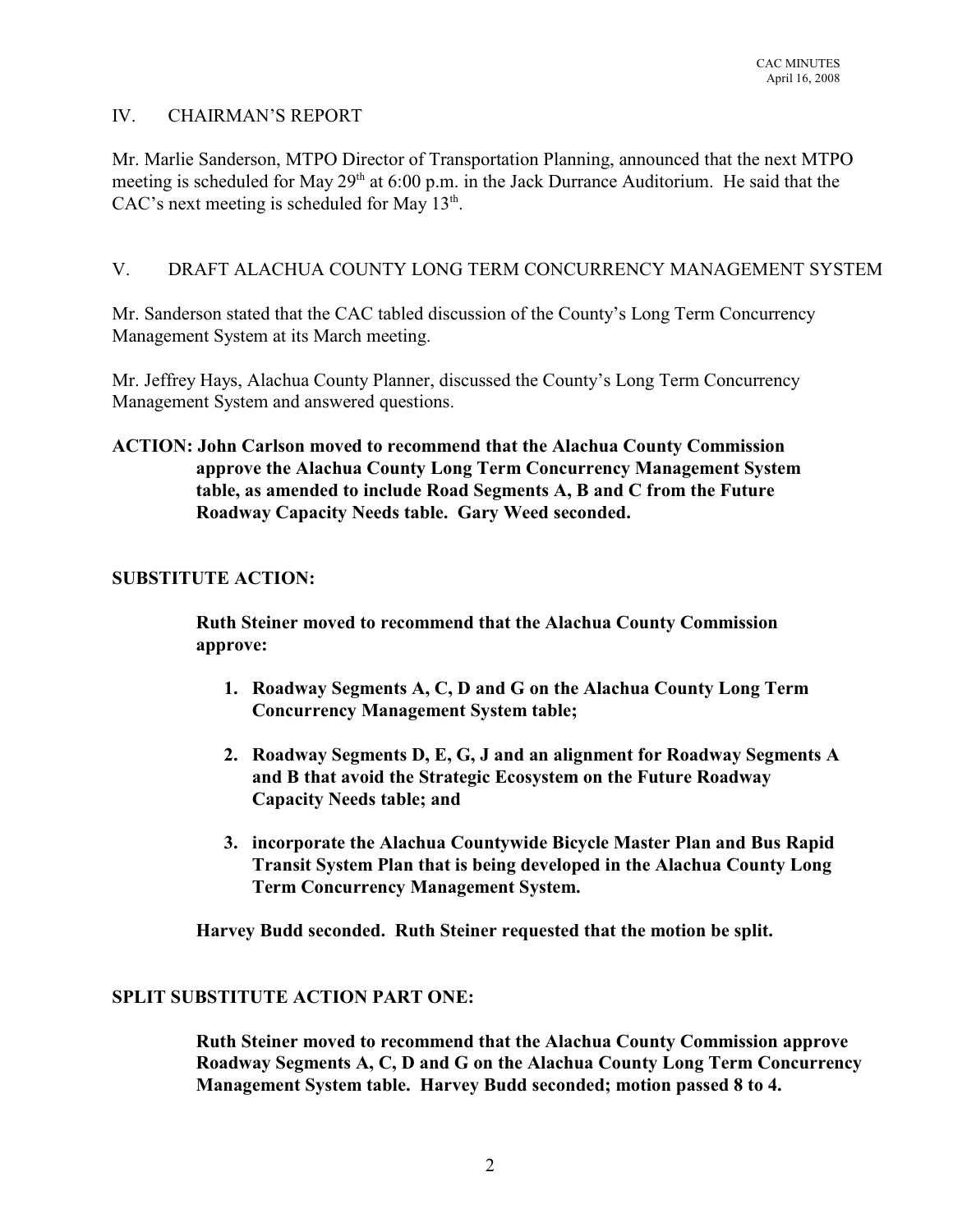## IV. CHAIRMAN'S REPORT

Mr. Marlie Sanderson, MTPO Director of Transportation Planning, announced that the next MTPO meeting is scheduled for May 29th at 6:00 p.m. in the Jack Durrance Auditorium. He said that the CAC's next meeting is scheduled for May 13th.

## V. DRAFT ALACHUA COUNTY LONG TERM CONCURRENCY MANAGEMENT SYSTEM

Mr. Sanderson stated that the CAC tabled discussion of the County's Long Term Concurrency Management System at its March meeting.

Mr. Jeffrey Hays, Alachua County Planner, discussed the County's Long Term Concurrency Management System and answered questions.

**ACTION: John Carlson moved to recommend that the Alachua County Commission approve the Alachua County Long Term Concurrency Management System table, as amended to include Road Segments A, B and C from the Future Roadway Capacity Needs table. Gary Weed seconded.**

**SUBSTITUTE ACTION:**

**Ruth Steiner moved to recommend that the Alachua County Commission approve:**

1. **Roadway Segments A, C, D and G on the Alachua County Long Term Concurrency Management System table;**
2. **Roadway Segments D, E, G, J and an alignment for Roadway Segments A and B that avoid the Strategic Ecosystem on the Future Roadway Capacity Needs table; and**
3. **incorporate the Alachua Countywide Bicycle Master Plan and Bus Rapid Transit System Plan that is being developed in the Alachua County Long Term Concurrency Management System.**

**Harvey Budd seconded. Ruth Steiner requested that the motion be split.**

**SPLIT SUBSTITUTE ACTION PART ONE:**

**Ruth Steiner moved to recommend that the Alachua County Commission approve Roadway Segments A, C, D and G on the Alachua County Long Term Concurrency Management System table. Harvey Budd seconded; motion passed 8 to 4.**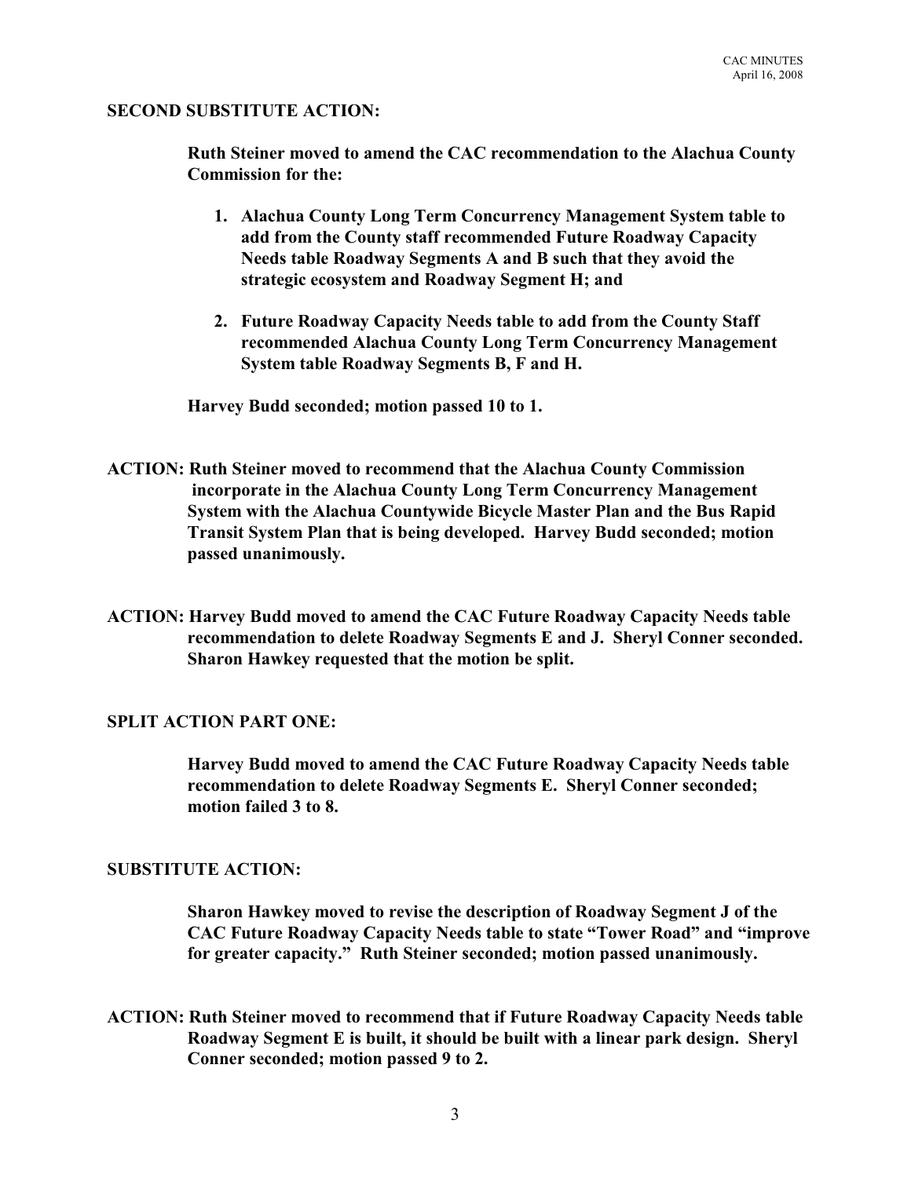**SECOND SUBSTITUTE ACTION:**

**Ruth Steiner moved to amend the CAC recommendation to the Alachua County Commission for the:**

1. **Alachua County Long Term Concurrency Management System table to add from the County staff recommended Future Roadway Capacity Needs table Roadway Segments A and B such that they avoid the strategic ecosystem and Roadway Segment H; and**
2. **Future Roadway Capacity Needs table to add from the County Staff recommended Alachua County Long Term Concurrency Management System table Roadway Segments B, F and H.**

**Harvey Budd seconded; motion passed 10 to 1.**

**ACTION: Ruth Steiner moved to recommend that the Alachua County Commission incorporate in the Alachua County Long Term Concurrency Management System with the Alachua Countywide Bicycle Master Plan and the Bus Rapid Transit System Plan that is being developed. Harvey Budd seconded; motion passed unanimously.**

**ACTION: Harvey Budd moved to amend the CAC Future Roadway Capacity Needs table recommendation to delete Roadway Segments E and J. Sheryl Conner seconded. Sharon Hawkey requested that the motion be split.**

**SPLIT ACTION PART ONE:**

**Harvey Budd moved to amend the CAC Future Roadway Capacity Needs table recommendation to delete Roadway Segments E. Sheryl Conner seconded; motion failed 3 to 8.**

**SUBSTITUTE ACTION:**

**Sharon Hawkey moved to revise the description of Roadway Segment J of the CAC Future Roadway Capacity Needs table to state "Tower Road" and "improve for greater capacity." Ruth Steiner seconded; motion passed unanimously.**

**ACTION: Ruth Steiner moved to recommend that if Future Roadway Capacity Needs table Roadway Segment E is built, it should be built with a linear park design. Sheryl Conner seconded; motion passed 9 to 2.**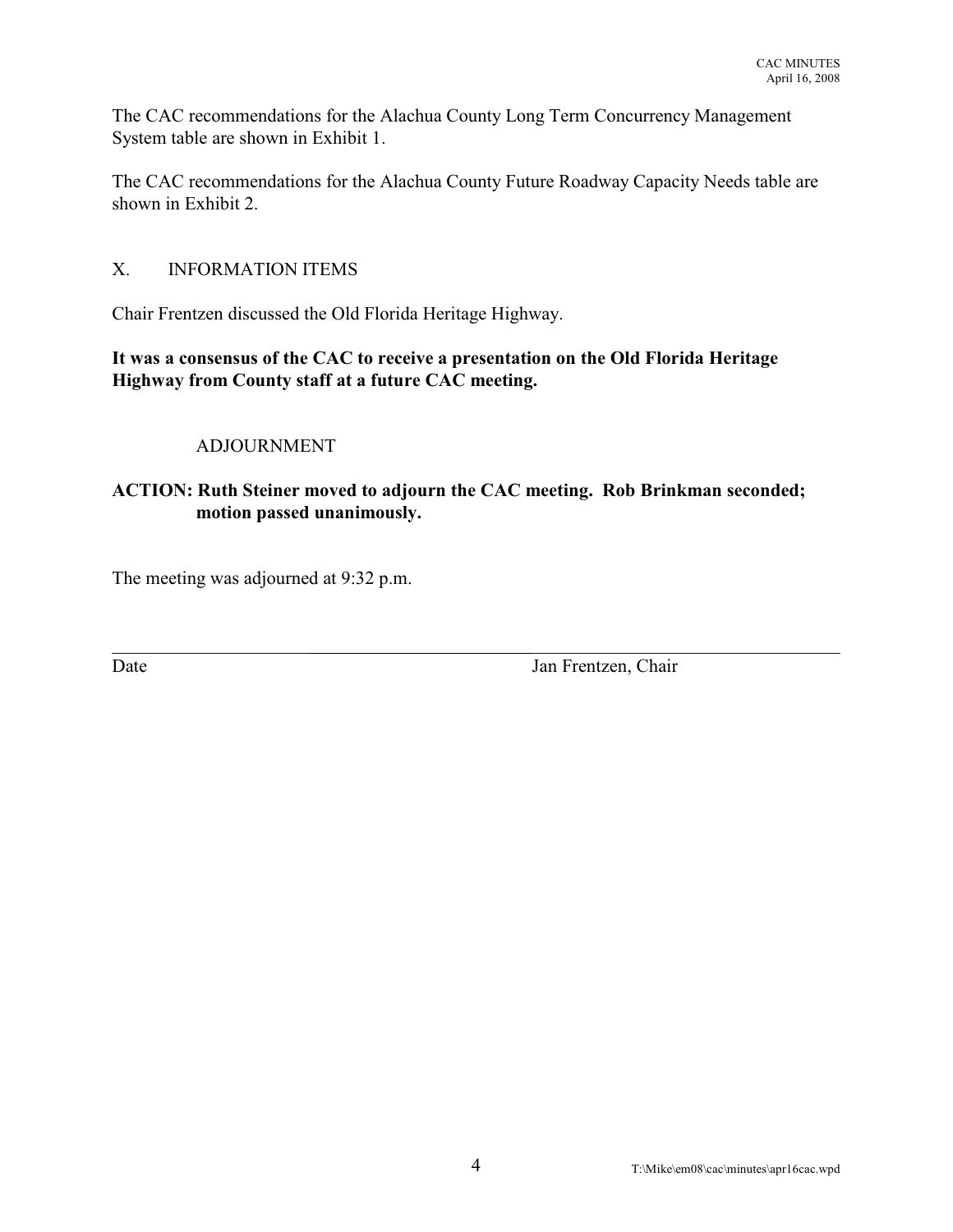The CAC recommendations for the Alachua County Long Term Concurrency Management System table are shown in Exhibit 1.

The CAC recommendations for the Alachua County Future Roadway Capacity Needs table are shown in Exhibit 2.

## X. INFORMATION ITEMS

Chair Frentzen discussed the Old Florida Heritage Highway.

**It was a consensus of the CAC to receive a presentation on the Old Florida Heritage Highway from County staff at a future CAC meeting.**

## ADJOURNMENT

**ACTION: Ruth Steiner moved to adjourn the CAC meeting. Rob Brinkman seconded; motion passed unanimously.**

The meeting was adjourned at 9:32 p.m.

\_\_\_\_\_\_\_\_\_\_\_\_\_\_\_\_\_\_\_\_\_\_\_\_\_\_\_\_\_\_\_\_\_\_\_\_\_\_\_\_\_\_\_\_\_\_\_\_\_\_\_\_\_\_\_\_\_\_\_\_\_\_\_\_\_\_\_\_\_\_\_\_

Date Jan Frentzen, Chair

T:\Mike\em08\cac\minutes\apr16cac.wpd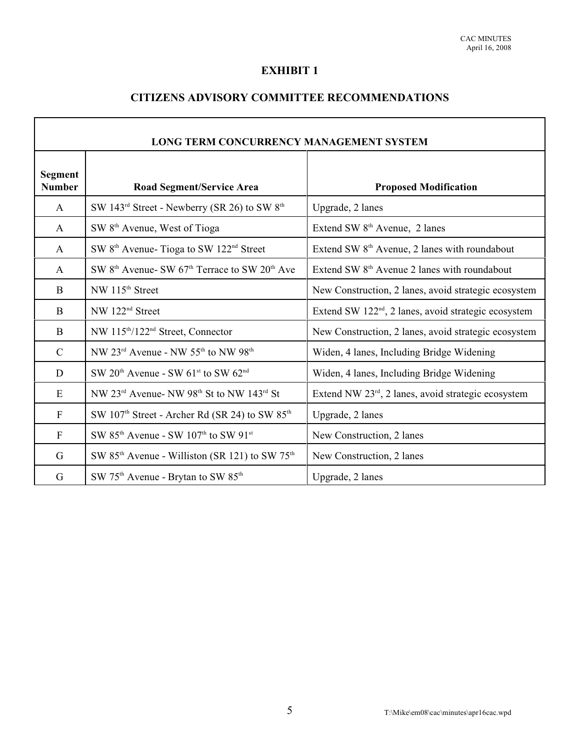# EXHIBIT 1

## CITIZENS ADVISORY COMMITTEE RECOMMENDATIONS

| LONG TERM CONCURRENCY MANAGEMENT SYSTEM | | |
|---|---|---|
| **Segment Number** | **Road Segment/Service Area** | **Proposed Modification** |
| A | SW 143rd Street - Newberry (SR 26) to SW 8th | Upgrade, 2 lanes |
| A | SW 8th Avenue, West of Tioga | Extend SW 8th Avenue, 2 lanes |
| A | SW 8th Avenue- Tioga to SW 122nd Street | Extend SW 8th Avenue, 2 lanes with roundabout |
| A | SW 8th Avenue- SW 67th Terrace to SW 20th Ave | Extend SW 8th Avenue 2 lanes with roundabout |
| B | NW 115th Street | New Construction, 2 lanes, avoid strategic ecosystem |
| B | NW 122nd Street | Extend SW 122nd, 2 lanes, avoid strategic ecosystem |
| B | NW 115th/122nd Street, Connector | New Construction, 2 lanes, avoid strategic ecosystem |
| C | NW 23rd Avenue - NW 55th to NW 98th | Widen, 4 lanes, Including Bridge Widening |
| D | SW 20th Avenue - SW 61st to SW 62nd | Widen, 4 lanes, Including Bridge Widening |
| E | NW 23rd Avenue- NW 98th St to NW 143rd St | Extend NW 23rd, 2 lanes, avoid strategic ecosystem |
| F | SW 107th Street - Archer Rd (SR 24) to SW 85th | Upgrade, 2 lanes |
| F | SW 85th Avenue - SW 107th to SW 91st | New Construction, 2 lanes |
| G | SW 85th Avenue - Williston (SR 121) to SW 75th | New Construction, 2 lanes |
| G | SW 75th Avenue - Brytan to SW 85th | Upgrade, 2 lanes |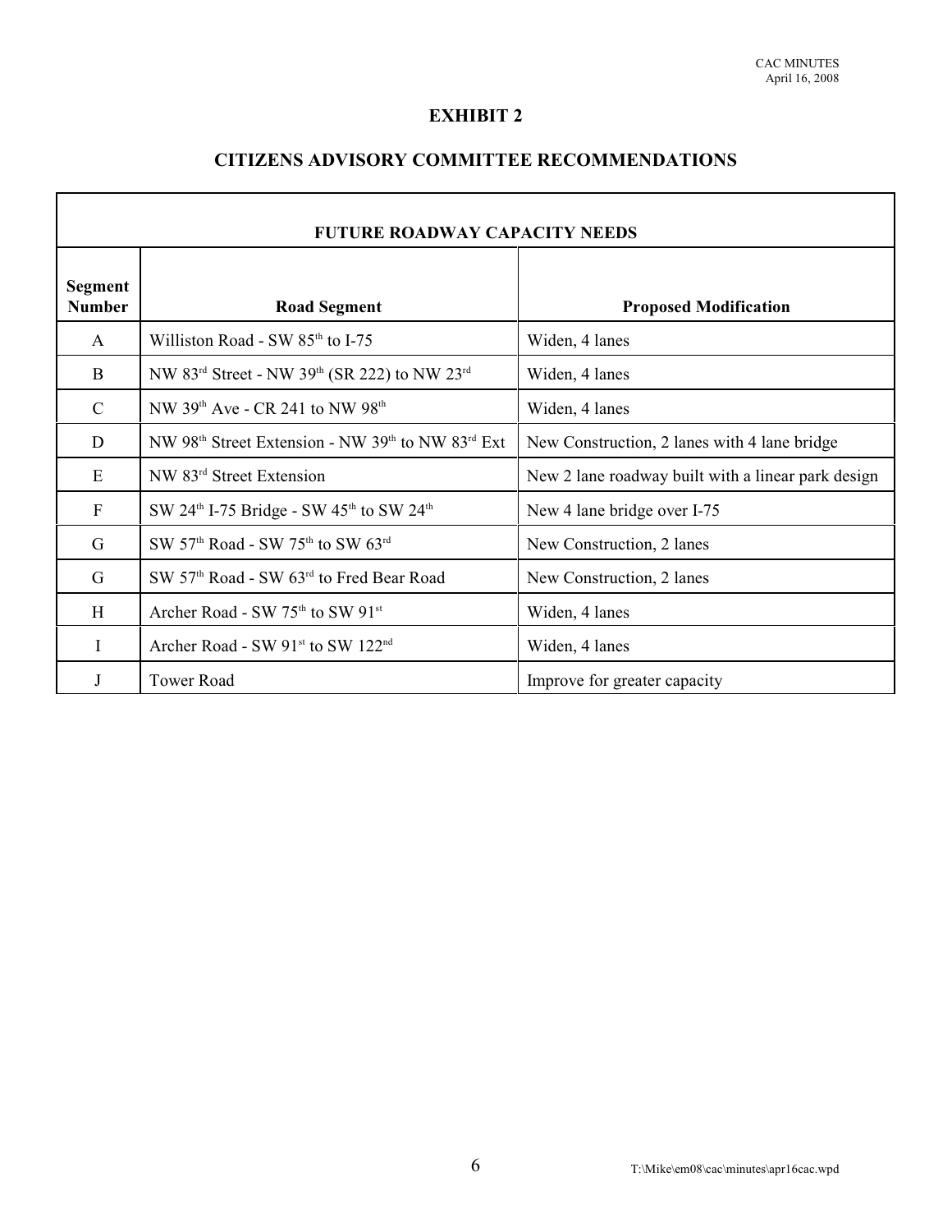# EXHIBIT 2

## CITIZENS ADVISORY COMMITTEE RECOMMENDATIONS

| FUTURE ROADWAY CAPACITY NEEDS | | |
|---|---|---|
| **Segment Number** | **Road Segment** | **Proposed Modification** |
| A | Williston Road - SW 85th to I-75 | Widen, 4 lanes |
| B | NW 83rd Street - NW 39th (SR 222) to NW 23rd | Widen, 4 lanes |
| C | NW 39th Ave - CR 241 to NW 98th | Widen, 4 lanes |
| D | NW 98th Street Extension - NW 39th to NW 83rd Ext | New Construction, 2 lanes with 4 lane bridge |
| E | NW 83rd Street Extension | New 2 lane roadway built with a linear park design |
| F | SW 24th I-75 Bridge - SW 45th to SW 24th | New 4 lane bridge over I-75 |
| G | SW 57th Road - SW 75th to SW 63rd | New Construction, 2 lanes |
| G | SW 57th Road - SW 63rd to Fred Bear Road | New Construction, 2 lanes |
| H | Archer Road - SW 75th to SW 91st | Widen, 4 lanes |
| I | Archer Road - SW 91st to SW 122nd | Widen, 4 lanes |
| J | Tower Road | Improve for greater capacity |